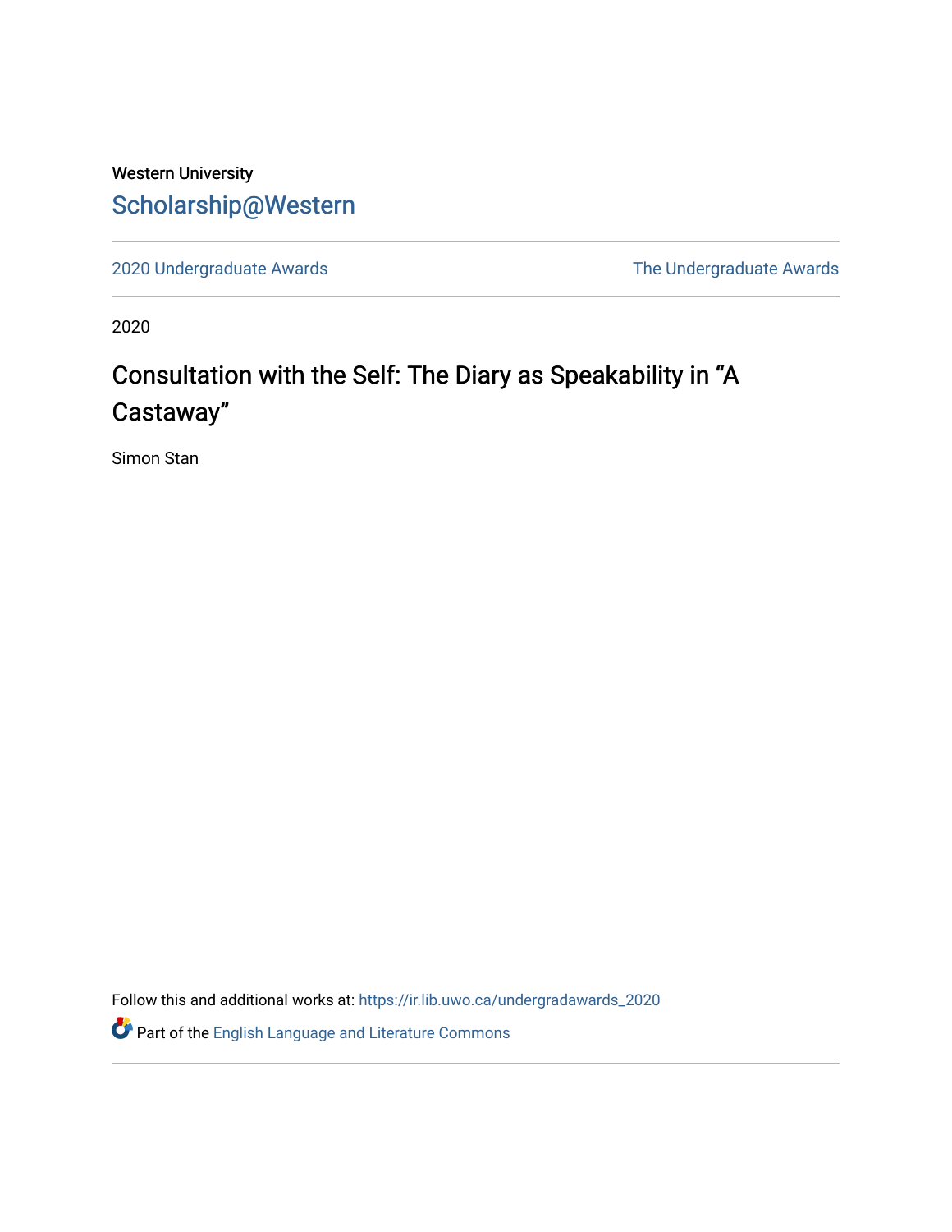Western University

Scholarship@Western

2020 Undergraduate Awards | The Undergraduate Awards

2020

# Consultation with the Self: The Diary as Speakability in "A Castaway"

Simon Stan

Follow this and additional works at: https://ir.lib.uwo.ca/undergradawards_2020

Part of the English Language and Literature Commons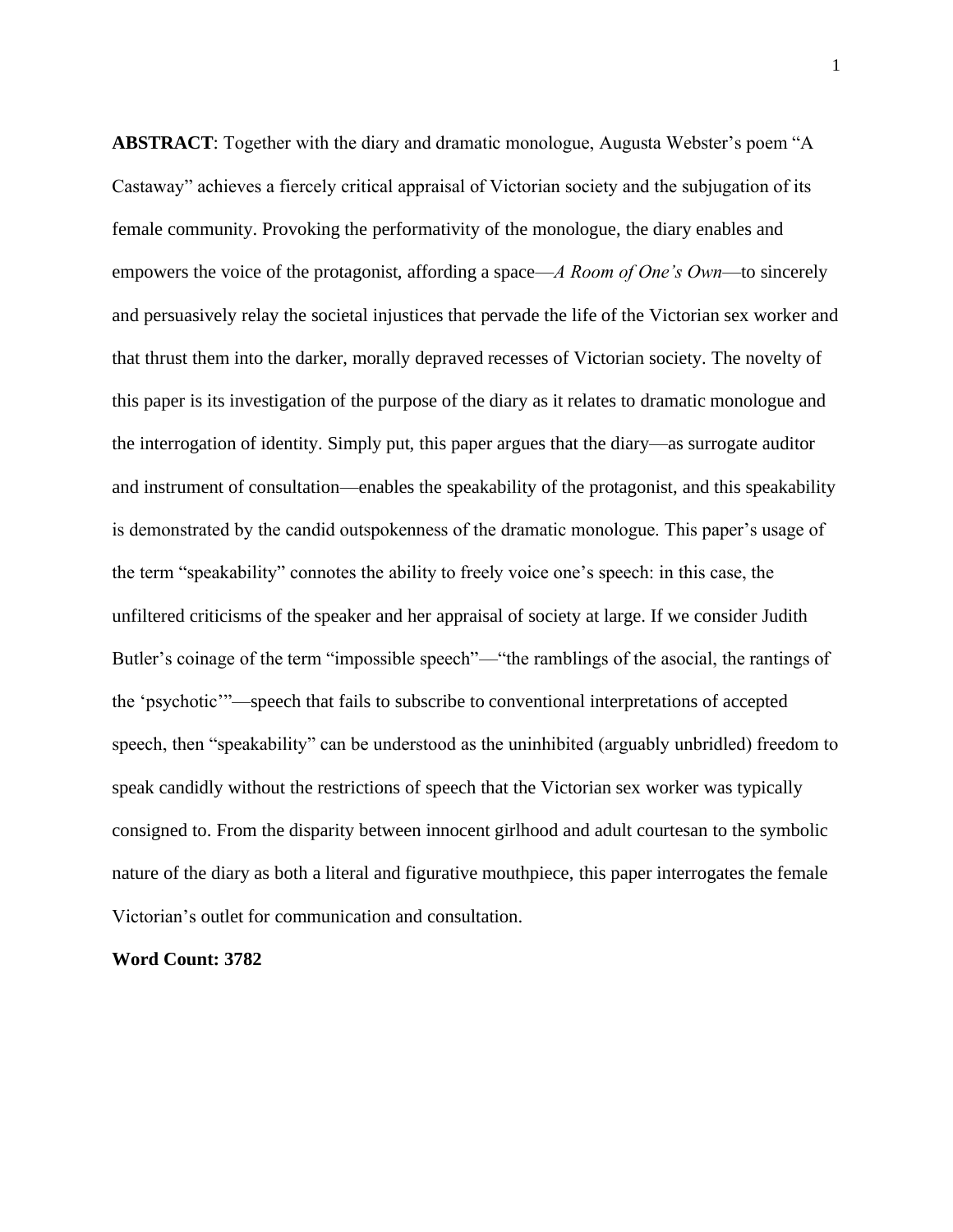**ABSTRACT**: Together with the diary and dramatic monologue, Augusta Webster's poem "A Castaway" achieves a fiercely critical appraisal of Victorian society and the subjugation of its female community. Provoking the performativity of the monologue, the diary enables and empowers the voice of the protagonist, affording a space—*A Room of One's Own*—to sincerely and persuasively relay the societal injustices that pervade the life of the Victorian sex worker and that thrust them into the darker, morally depraved recesses of Victorian society. The novelty of this paper is its investigation of the purpose of the diary as it relates to dramatic monologue and the interrogation of identity. Simply put, this paper argues that the diary—as surrogate auditor and instrument of consultation—enables the speakability of the protagonist, and this speakability is demonstrated by the candid outspokenness of the dramatic monologue. This paper's usage of the term "speakability" connotes the ability to freely voice one's speech: in this case, the unfiltered criticisms of the speaker and her appraisal of society at large. If we consider Judith Butler's coinage of the term "impossible speech"—"the ramblings of the asocial, the rantings of the 'psychotic'"—speech that fails to subscribe to conventional interpretations of accepted speech, then "speakability" can be understood as the uninhibited (arguably unbridled) freedom to speak candidly without the restrictions of speech that the Victorian sex worker was typically consigned to. From the disparity between innocent girlhood and adult courtesan to the symbolic nature of the diary as both a literal and figurative mouthpiece, this paper interrogates the female Victorian's outlet for communication and consultation.

**Word Count: 3782**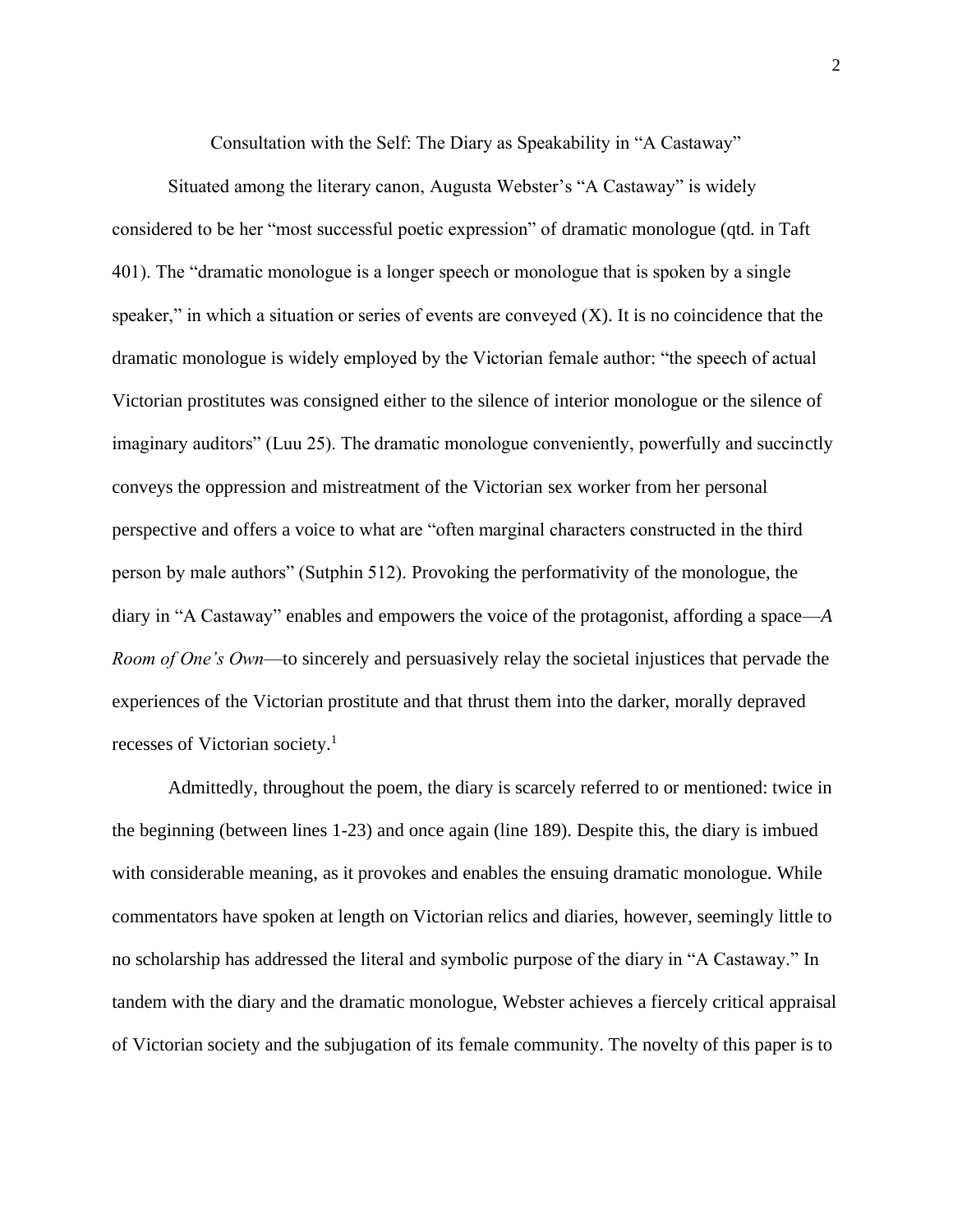Consultation with the Self: The Diary as Speakability in "A Castaway"

Situated among the literary canon, Augusta Webster's "A Castaway" is widely considered to be her "most successful poetic expression" of dramatic monologue (qtd. in Taft 401). The "dramatic monologue is a longer speech or monologue that is spoken by a single speaker," in which a situation or series of events are conveyed (X). It is no coincidence that the dramatic monologue is widely employed by the Victorian female author: "the speech of actual Victorian prostitutes was consigned either to the silence of interior monologue or the silence of imaginary auditors" (Luu 25). The dramatic monologue conveniently, powerfully and succinctly conveys the oppression and mistreatment of the Victorian sex worker from her personal perspective and offers a voice to what are "often marginal characters constructed in the third person by male authors" (Sutphin 512). Provoking the performativity of the monologue, the diary in "A Castaway" enables and empowers the voice of the protagonist, affording a space—*A Room of One's Own*—to sincerely and persuasively relay the societal injustices that pervade the experiences of the Victorian prostitute and that thrust them into the darker, morally depraved recesses of Victorian society.[1]

Admittedly, throughout the poem, the diary is scarcely referred to or mentioned: twice in the beginning (between lines 1-23) and once again (line 189). Despite this, the diary is imbued with considerable meaning, as it provokes and enables the ensuing dramatic monologue. While commentators have spoken at length on Victorian relics and diaries, however, seemingly little to no scholarship has addressed the literal and symbolic purpose of the diary in "A Castaway." In tandem with the diary and the dramatic monologue, Webster achieves a fiercely critical appraisal of Victorian society and the subjugation of its female community. The novelty of this paper is to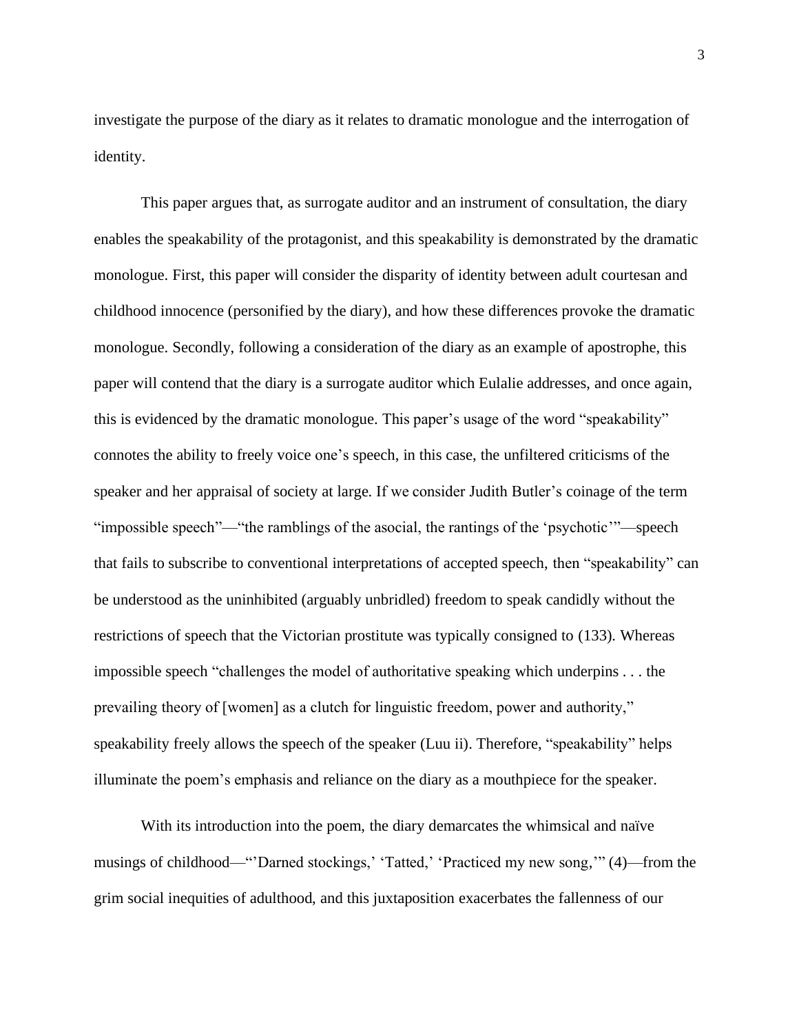investigate the purpose of the diary as it relates to dramatic monologue and the interrogation of identity.

This paper argues that, as surrogate auditor and an instrument of consultation, the diary enables the speakability of the protagonist, and this speakability is demonstrated by the dramatic monologue. First, this paper will consider the disparity of identity between adult courtesan and childhood innocence (personified by the diary), and how these differences provoke the dramatic monologue. Secondly, following a consideration of the diary as an example of apostrophe, this paper will contend that the diary is a surrogate auditor which Eulalie addresses, and once again, this is evidenced by the dramatic monologue. This paper's usage of the word "speakability" connotes the ability to freely voice one's speech, in this case, the unfiltered criticisms of the speaker and her appraisal of society at large. If we consider Judith Butler's coinage of the term "impossible speech"—"the ramblings of the asocial, the rantings of the 'psychotic'"—speech that fails to subscribe to conventional interpretations of accepted speech, then "speakability" can be understood as the uninhibited (arguably unbridled) freedom to speak candidly without the restrictions of speech that the Victorian prostitute was typically consigned to (133). Whereas impossible speech "challenges the model of authoritative speaking which underpins . . . the prevailing theory of [women] as a clutch for linguistic freedom, power and authority," speakability freely allows the speech of the speaker (Luu ii). Therefore, "speakability" helps illuminate the poem's emphasis and reliance on the diary as a mouthpiece for the speaker.

With its introduction into the poem, the diary demarcates the whimsical and naïve musings of childhood—"'Darned stockings,' 'Tatted,' 'Practiced my new song,'" (4)—from the grim social inequities of adulthood, and this juxtaposition exacerbates the fallenness of our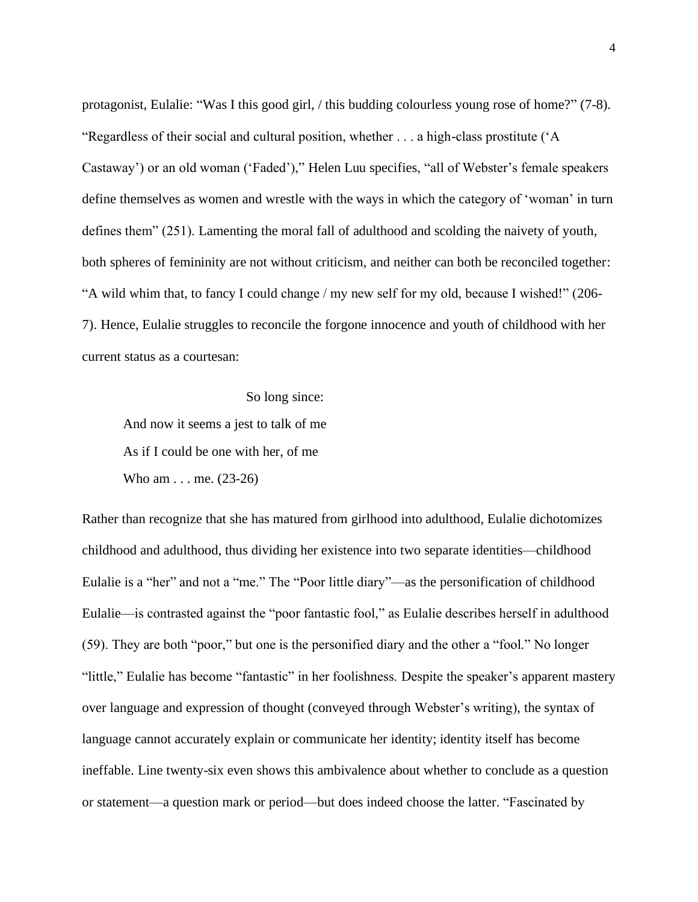protagonist, Eulalie: "Was I this good girl, / this budding colourless young rose of home?" (7-8). "Regardless of their social and cultural position, whether . . . a high-class prostitute ('A Castaway') or an old woman ('Faded')," Helen Luu specifies, "all of Webster's female speakers define themselves as women and wrestle with the ways in which the category of 'woman' in turn defines them" (251). Lamenting the moral fall of adulthood and scolding the naivety of youth, both spheres of femininity are not without criticism, and neither can both be reconciled together: "A wild whim that, to fancy I could change / my new self for my old, because I wished!" (206-7). Hence, Eulalie struggles to reconcile the forgone innocence and youth of childhood with her current status as a courtesan:

> So long since:
> And now it seems a jest to talk of me
> As if I could be one with her, of me
> Who am . . . me. (23-26)

Rather than recognize that she has matured from girlhood into adulthood, Eulalie dichotomizes childhood and adulthood, thus dividing her existence into two separate identities—childhood Eulalie is a "her" and not a "me." The "Poor little diary"—as the personification of childhood Eulalie—is contrasted against the "poor fantastic fool," as Eulalie describes herself in adulthood (59). They are both "poor," but one is the personified diary and the other a "fool." No longer "little," Eulalie has become "fantastic" in her foolishness. Despite the speaker's apparent mastery over language and expression of thought (conveyed through Webster's writing), the syntax of language cannot accurately explain or communicate her identity; identity itself has become ineffable. Line twenty-six even shows this ambivalence about whether to conclude as a question or statement—a question mark or period—but does indeed choose the latter. "Fascinated by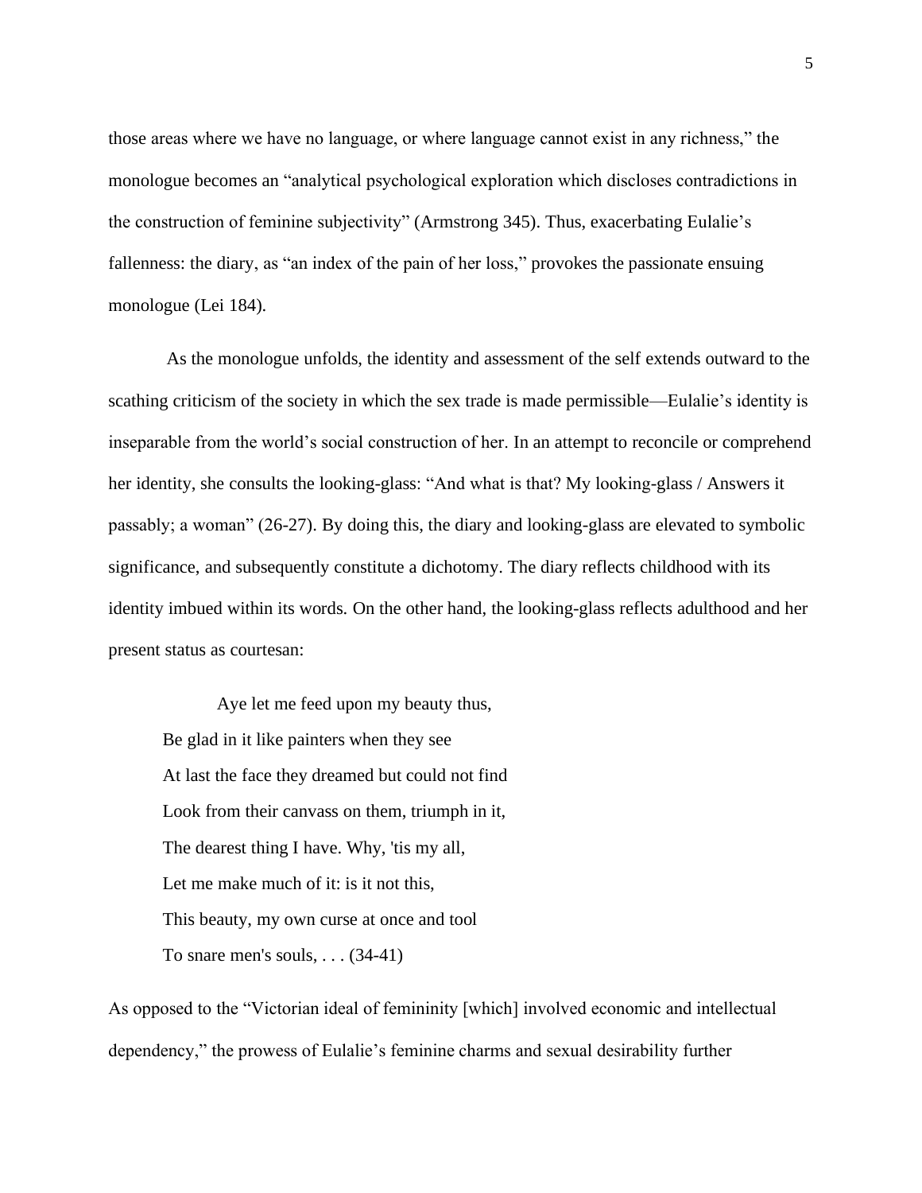those areas where we have no language, or where language cannot exist in any richness," the monologue becomes an "analytical psychological exploration which discloses contradictions in the construction of feminine subjectivity" (Armstrong 345). Thus, exacerbating Eulalie's fallenness: the diary, as "an index of the pain of her loss," provokes the passionate ensuing monologue (Lei 184).

As the monologue unfolds, the identity and assessment of the self extends outward to the scathing criticism of the society in which the sex trade is made permissible—Eulalie's identity is inseparable from the world's social construction of her. In an attempt to reconcile or comprehend her identity, she consults the looking-glass: "And what is that? My looking-glass / Answers it passably; a woman" (26-27). By doing this, the diary and looking-glass are elevated to symbolic significance, and subsequently constitute a dichotomy. The diary reflects childhood with its identity imbued within its words. On the other hand, the looking-glass reflects adulthood and her present status as courtesan:

> Aye let me feed upon my beauty thus,
> Be glad in it like painters when they see
> At last the face they dreamed but could not find
> Look from their canvass on them, triumph in it,
> The dearest thing I have. Why, 'tis my all,
> Let me make much of it: is it not this,
> This beauty, my own curse at once and tool
> To snare men's souls, . . . (34-41)

As opposed to the "Victorian ideal of femininity [which] involved economic and intellectual dependency," the prowess of Eulalie's feminine charms and sexual desirability further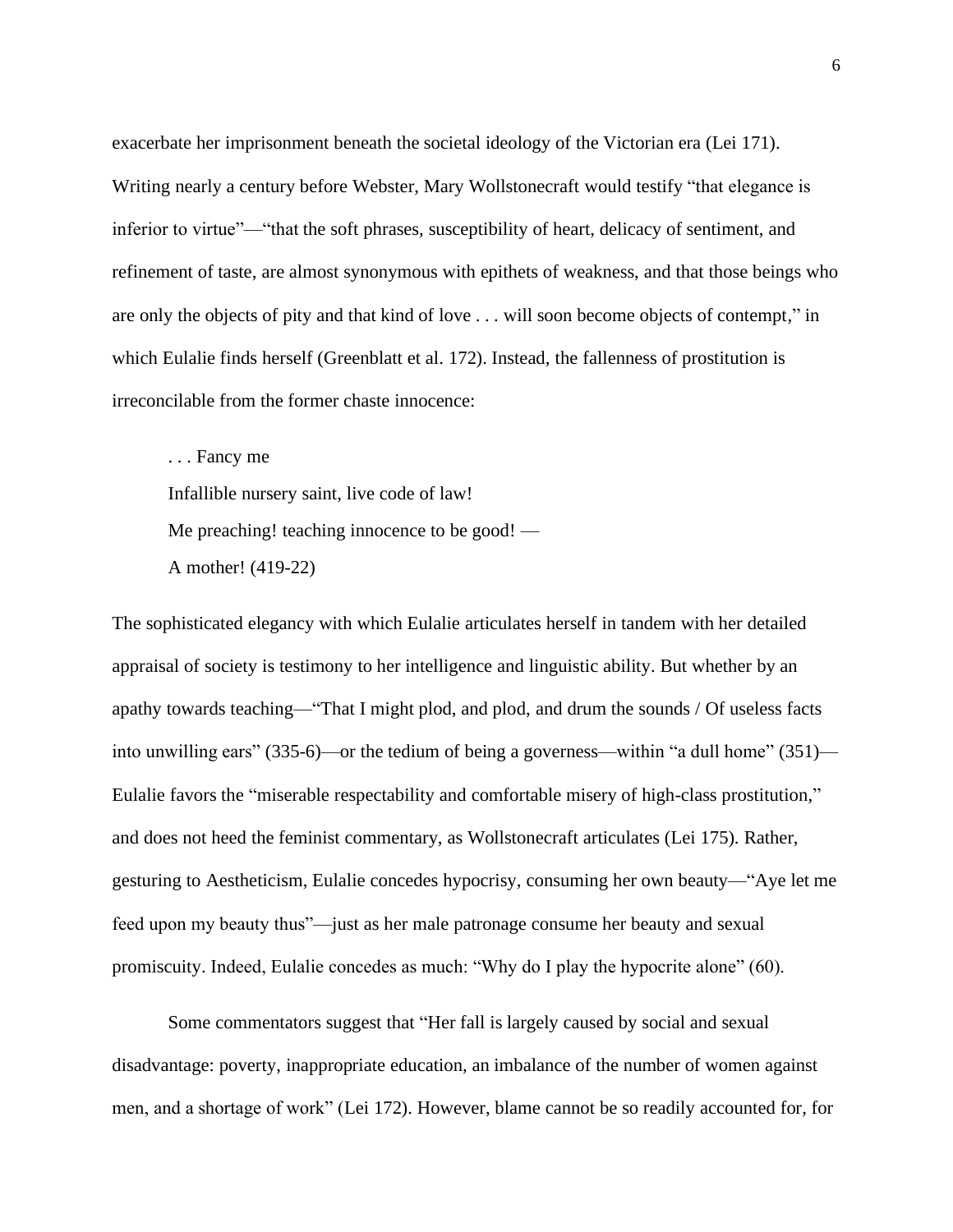exacerbate her imprisonment beneath the societal ideology of the Victorian era (Lei 171). Writing nearly a century before Webster, Mary Wollstonecraft would testify "that elegance is inferior to virtue"—"that the soft phrases, susceptibility of heart, delicacy of sentiment, and refinement of taste, are almost synonymous with epithets of weakness, and that those beings who are only the objects of pity and that kind of love . . . will soon become objects of contempt," in which Eulalie finds herself (Greenblatt et al. 172). Instead, the fallenness of prostitution is irreconcilable from the former chaste innocence:

> . . . Fancy me
> Infallible nursery saint, live code of law!
> Me preaching! teaching innocence to be good! —
> A mother! (419-22)

The sophisticated elegancy with which Eulalie articulates herself in tandem with her detailed appraisal of society is testimony to her intelligence and linguistic ability. But whether by an apathy towards teaching—"That I might plod, and plod, and drum the sounds / Of useless facts into unwilling ears" (335-6)—or the tedium of being a governess—within "a dull home" (351)—Eulalie favors the "miserable respectability and comfortable misery of high-class prostitution," and does not heed the feminist commentary, as Wollstonecraft articulates (Lei 175). Rather, gesturing to Aestheticism, Eulalie concedes hypocrisy, consuming her own beauty—"Aye let me feed upon my beauty thus"—just as her male patronage consume her beauty and sexual promiscuity. Indeed, Eulalie concedes as much: "Why do I play the hypocrite alone" (60).

Some commentators suggest that "Her fall is largely caused by social and sexual disadvantage: poverty, inappropriate education, an imbalance of the number of women against men, and a shortage of work" (Lei 172). However, blame cannot be so readily accounted for, for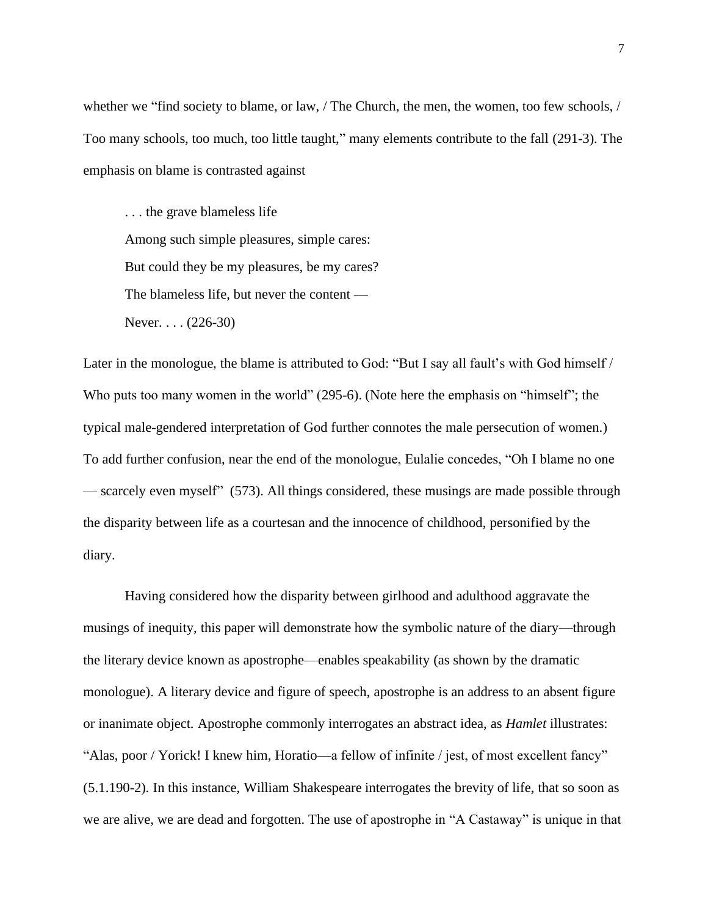whether we "find society to blame, or law, / The Church, the men, the women, too few schools, / Too many schools, too much, too little taught," many elements contribute to the fall (291-3). The emphasis on blame is contrasted against

> . . . the grave blameless life
> Among such simple pleasures, simple cares:
> But could they be my pleasures, be my cares?
> The blameless life, but never the content —
> Never. . . . (226-30)

Later in the monologue, the blame is attributed to God: "But I say all fault's with God himself / Who puts too many women in the world" (295-6). (Note here the emphasis on "himself"; the typical male-gendered interpretation of God further connotes the male persecution of women.) To add further confusion, near the end of the monologue, Eulalie concedes, "Oh I blame no one — scarcely even myself" (573). All things considered, these musings are made possible through the disparity between life as a courtesan and the innocence of childhood, personified by the diary.

Having considered how the disparity between girlhood and adulthood aggravate the musings of inequity, this paper will demonstrate how the symbolic nature of the diary—through the literary device known as apostrophe—enables speakability (as shown by the dramatic monologue). A literary device and figure of speech, apostrophe is an address to an absent figure or inanimate object. Apostrophe commonly interrogates an abstract idea, as *Hamlet* illustrates: "Alas, poor / Yorick! I knew him, Horatio—a fellow of infinite / jest, of most excellent fancy" (5.1.190-2). In this instance, William Shakespeare interrogates the brevity of life, that so soon as we are alive, we are dead and forgotten. The use of apostrophe in "A Castaway" is unique in that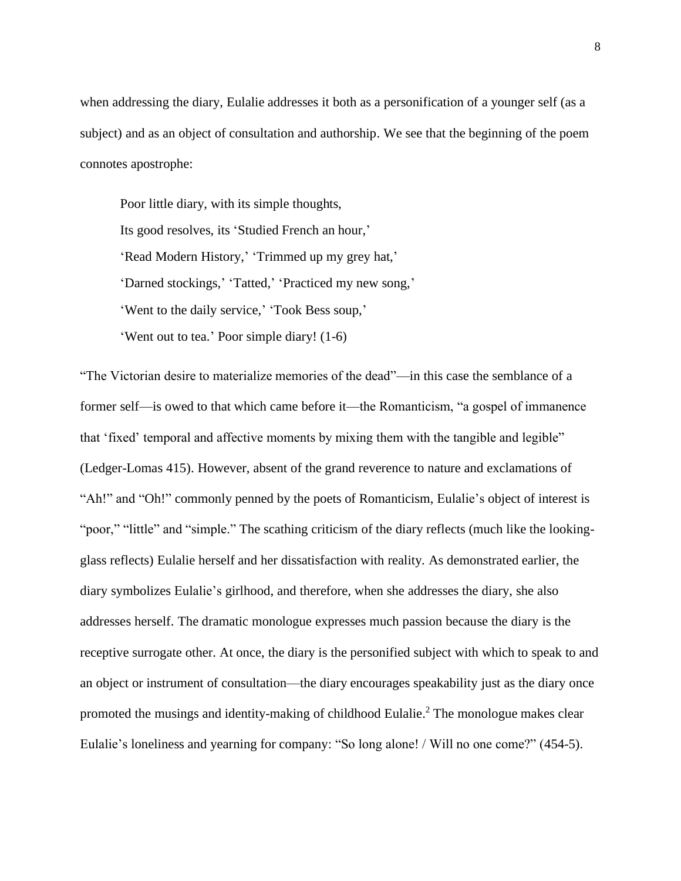when addressing the diary, Eulalie addresses it both as a personification of a younger self (as a subject) and as an object of consultation and authorship. We see that the beginning of the poem connotes apostrophe:

> Poor little diary, with its simple thoughts,
> Its good resolves, its 'Studied French an hour,'
> 'Read Modern History,' 'Trimmed up my grey hat,'
> 'Darned stockings,' 'Tatted,' 'Practiced my new song,'
> 'Went to the daily service,' 'Took Bess soup,'
> 'Went out to tea.' Poor simple diary! (1-6)

"The Victorian desire to materialize memories of the dead"—in this case the semblance of a former self—is owed to that which came before it—the Romanticism, "a gospel of immanence that 'fixed' temporal and affective moments by mixing them with the tangible and legible" (Ledger-Lomas 415). However, absent of the grand reverence to nature and exclamations of "Ah!" and "Oh!" commonly penned by the poets of Romanticism, Eulalie's object of interest is "poor," "little" and "simple." The scathing criticism of the diary reflects (much like the looking-glass reflects) Eulalie herself and her dissatisfaction with reality. As demonstrated earlier, the diary symbolizes Eulalie's girlhood, and therefore, when she addresses the diary, she also addresses herself. The dramatic monologue expresses much passion because the diary is the receptive surrogate other. At once, the diary is the personified subject with which to speak to and an object or instrument of consultation—the diary encourages speakability just as the diary once promoted the musings and identity-making of childhood Eulalie.[2] The monologue makes clear Eulalie's loneliness and yearning for company: "So long alone! / Will no one come?" (454-5).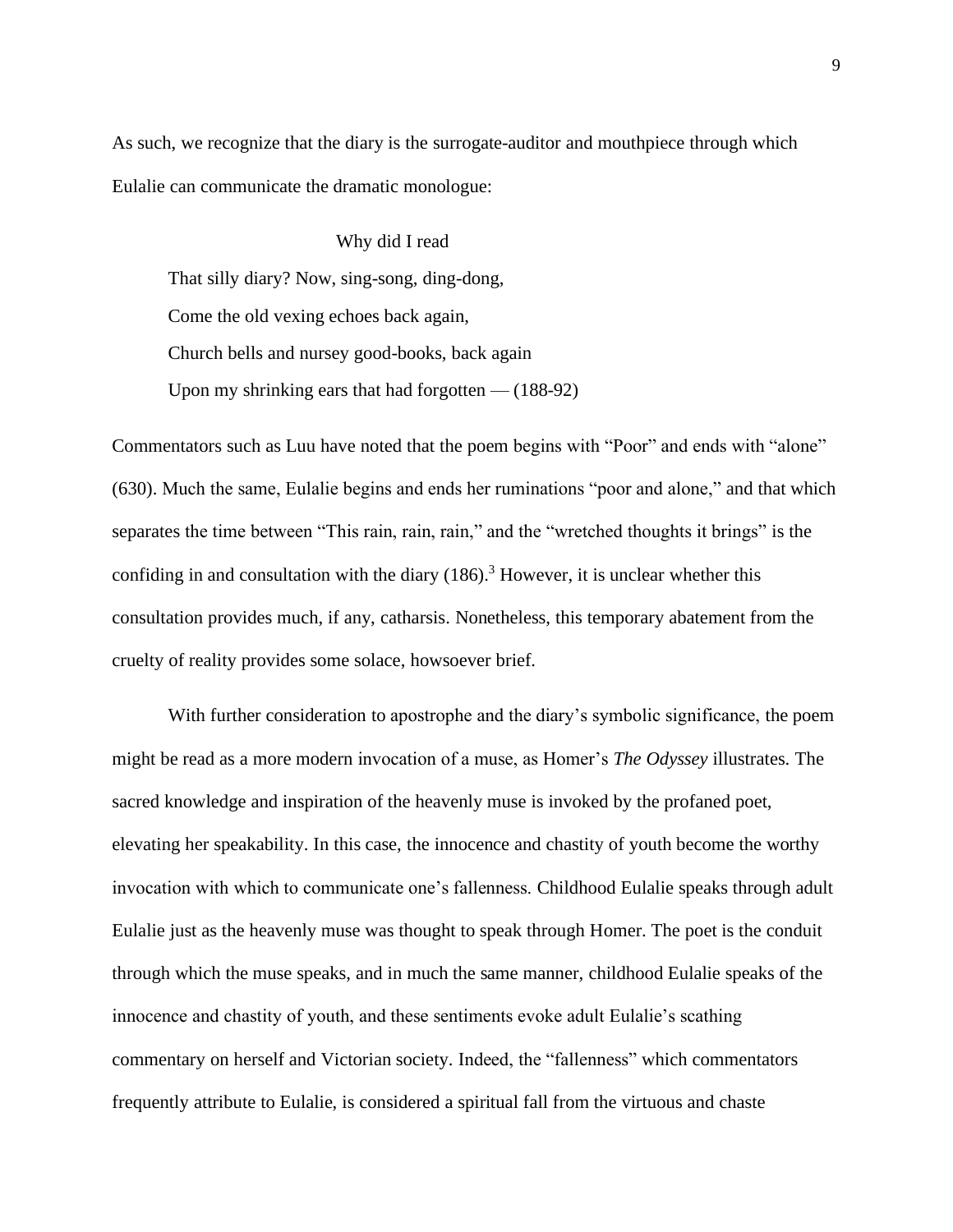As such, we recognize that the diary is the surrogate-auditor and mouthpiece through which Eulalie can communicate the dramatic monologue:

> Why did I read
>
> That silly diary? Now, sing-song, ding-dong,
>
> Come the old vexing echoes back again,
>
> Church bells and nursey good-books, back again
>
> Upon my shrinking ears that had forgotten — (188-92)

Commentators such as Luu have noted that the poem begins with "Poor" and ends with "alone" (630). Much the same, Eulalie begins and ends her ruminations "poor and alone," and that which separates the time between "This rain, rain, rain," and the "wretched thoughts it brings" is the confiding in and consultation with the diary (186).[3] However, it is unclear whether this consultation provides much, if any, catharsis. Nonetheless, this temporary abatement from the cruelty of reality provides some solace, howsoever brief.

With further consideration to apostrophe and the diary's symbolic significance, the poem might be read as a more modern invocation of a muse, as Homer's *The Odyssey* illustrates. The sacred knowledge and inspiration of the heavenly muse is invoked by the profaned poet, elevating her speakability. In this case, the innocence and chastity of youth become the worthy invocation with which to communicate one's fallenness. Childhood Eulalie speaks through adult Eulalie just as the heavenly muse was thought to speak through Homer. The poet is the conduit through which the muse speaks, and in much the same manner, childhood Eulalie speaks of the innocence and chastity of youth, and these sentiments evoke adult Eulalie's scathing commentary on herself and Victorian society. Indeed, the "fallenness" which commentators frequently attribute to Eulalie, is considered a spiritual fall from the virtuous and chaste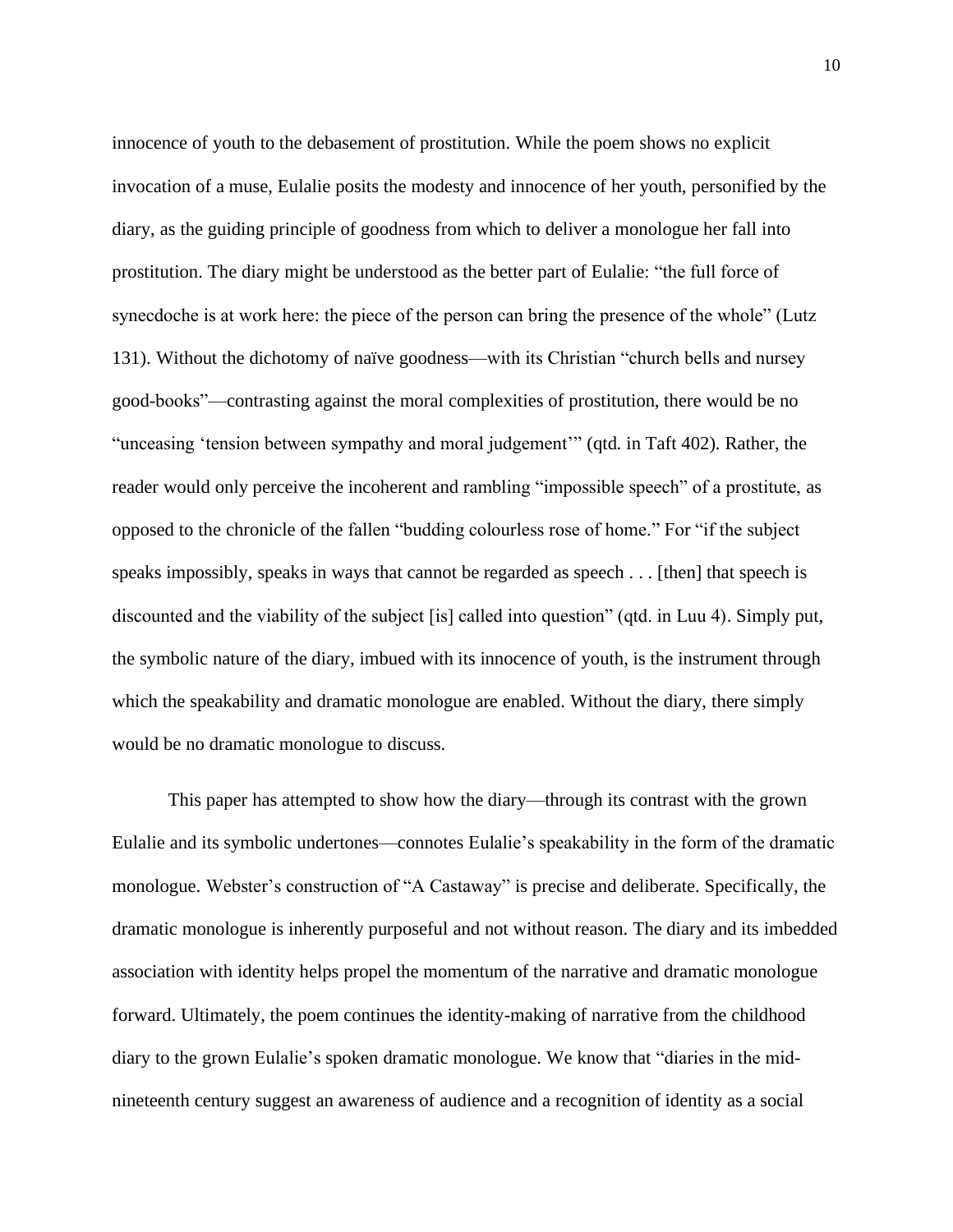innocence of youth to the debasement of prostitution. While the poem shows no explicit invocation of a muse, Eulalie posits the modesty and innocence of her youth, personified by the diary, as the guiding principle of goodness from which to deliver a monologue her fall into prostitution. The diary might be understood as the better part of Eulalie: "the full force of synecdoche is at work here: the piece of the person can bring the presence of the whole" (Lutz 131). Without the dichotomy of naïve goodness—with its Christian "church bells and nursey good-books"—contrasting against the moral complexities of prostitution, there would be no "unceasing 'tension between sympathy and moral judgement'" (qtd. in Taft 402). Rather, the reader would only perceive the incoherent and rambling "impossible speech" of a prostitute, as opposed to the chronicle of the fallen "budding colourless rose of home." For "if the subject speaks impossibly, speaks in ways that cannot be regarded as speech . . . [then] that speech is discounted and the viability of the subject [is] called into question" (qtd. in Luu 4). Simply put, the symbolic nature of the diary, imbued with its innocence of youth, is the instrument through which the speakability and dramatic monologue are enabled. Without the diary, there simply would be no dramatic monologue to discuss.

This paper has attempted to show how the diary—through its contrast with the grown Eulalie and its symbolic undertones—connotes Eulalie's speakability in the form of the dramatic monologue. Webster's construction of "A Castaway" is precise and deliberate. Specifically, the dramatic monologue is inherently purposeful and not without reason. The diary and its imbedded association with identity helps propel the momentum of the narrative and dramatic monologue forward. Ultimately, the poem continues the identity-making of narrative from the childhood diary to the grown Eulalie's spoken dramatic monologue. We know that "diaries in the mid-nineteenth century suggest an awareness of audience and a recognition of identity as a social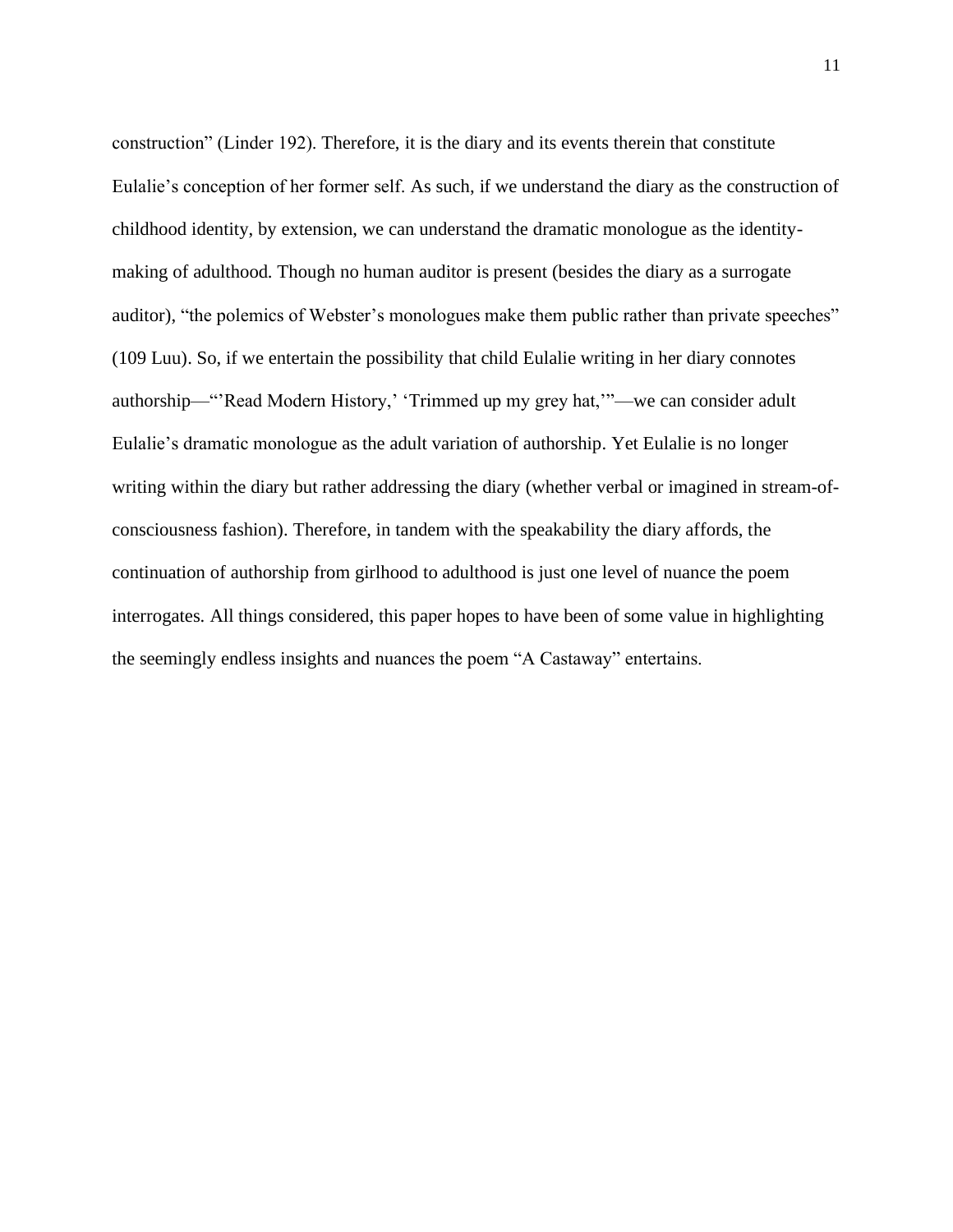construction" (Linder 192). Therefore, it is the diary and its events therein that constitute Eulalie's conception of her former self. As such, if we understand the diary as the construction of childhood identity, by extension, we can understand the dramatic monologue as the identity-making of adulthood. Though no human auditor is present (besides the diary as a surrogate auditor), "the polemics of Webster's monologues make them public rather than private speeches" (109 Luu). So, if we entertain the possibility that child Eulalie writing in her diary connotes authorship—"'Read Modern History,' 'Trimmed up my grey hat,'"—we can consider adult Eulalie's dramatic monologue as the adult variation of authorship. Yet Eulalie is no longer writing within the diary but rather addressing the diary (whether verbal or imagined in stream-of-consciousness fashion). Therefore, in tandem with the speakability the diary affords, the continuation of authorship from girlhood to adulthood is just one level of nuance the poem interrogates. All things considered, this paper hopes to have been of some value in highlighting the seemingly endless insights and nuances the poem "A Castaway" entertains.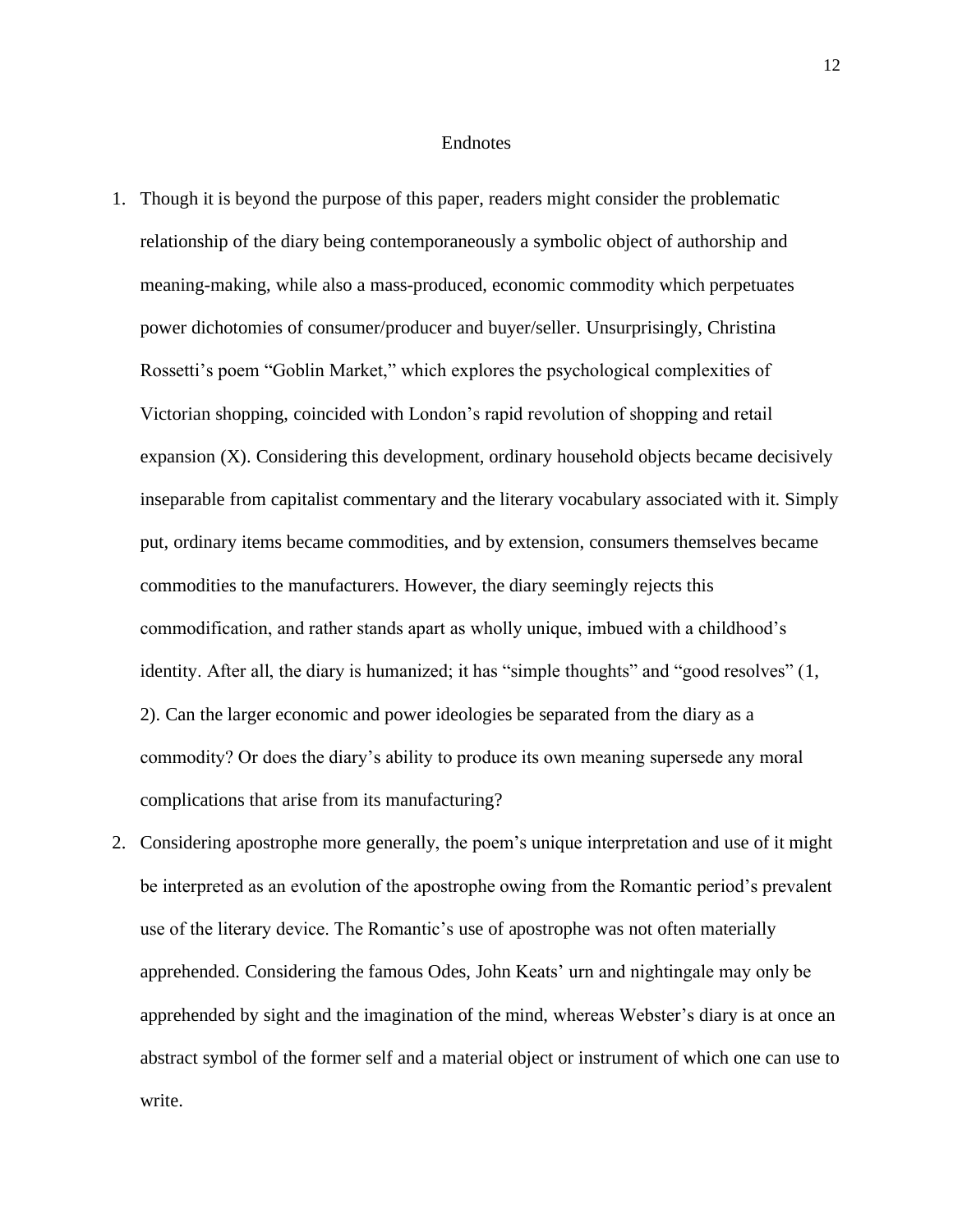# Endnotes

1. Though it is beyond the purpose of this paper, readers might consider the problematic relationship of the diary being contemporaneously a symbolic object of authorship and meaning-making, while also a mass-produced, economic commodity which perpetuates power dichotomies of consumer/producer and buyer/seller. Unsurprisingly, Christina Rossetti's poem "Goblin Market," which explores the psychological complexities of Victorian shopping, coincided with London's rapid revolution of shopping and retail expansion (X). Considering this development, ordinary household objects became decisively inseparable from capitalist commentary and the literary vocabulary associated with it. Simply put, ordinary items became commodities, and by extension, consumers themselves became commodities to the manufacturers. However, the diary seemingly rejects this commodification, and rather stands apart as wholly unique, imbued with a childhood's identity. After all, the diary is humanized; it has "simple thoughts" and "good resolves" (1, 2). Can the larger economic and power ideologies be separated from the diary as a commodity? Or does the diary's ability to produce its own meaning supersede any moral complications that arise from its manufacturing?
2. Considering apostrophe more generally, the poem's unique interpretation and use of it might be interpreted as an evolution of the apostrophe owing from the Romantic period's prevalent use of the literary device. The Romantic's use of apostrophe was not often materially apprehended. Considering the famous Odes, John Keats' urn and nightingale may only be apprehended by sight and the imagination of the mind, whereas Webster's diary is at once an abstract symbol of the former self and a material object or instrument of which one can use to write.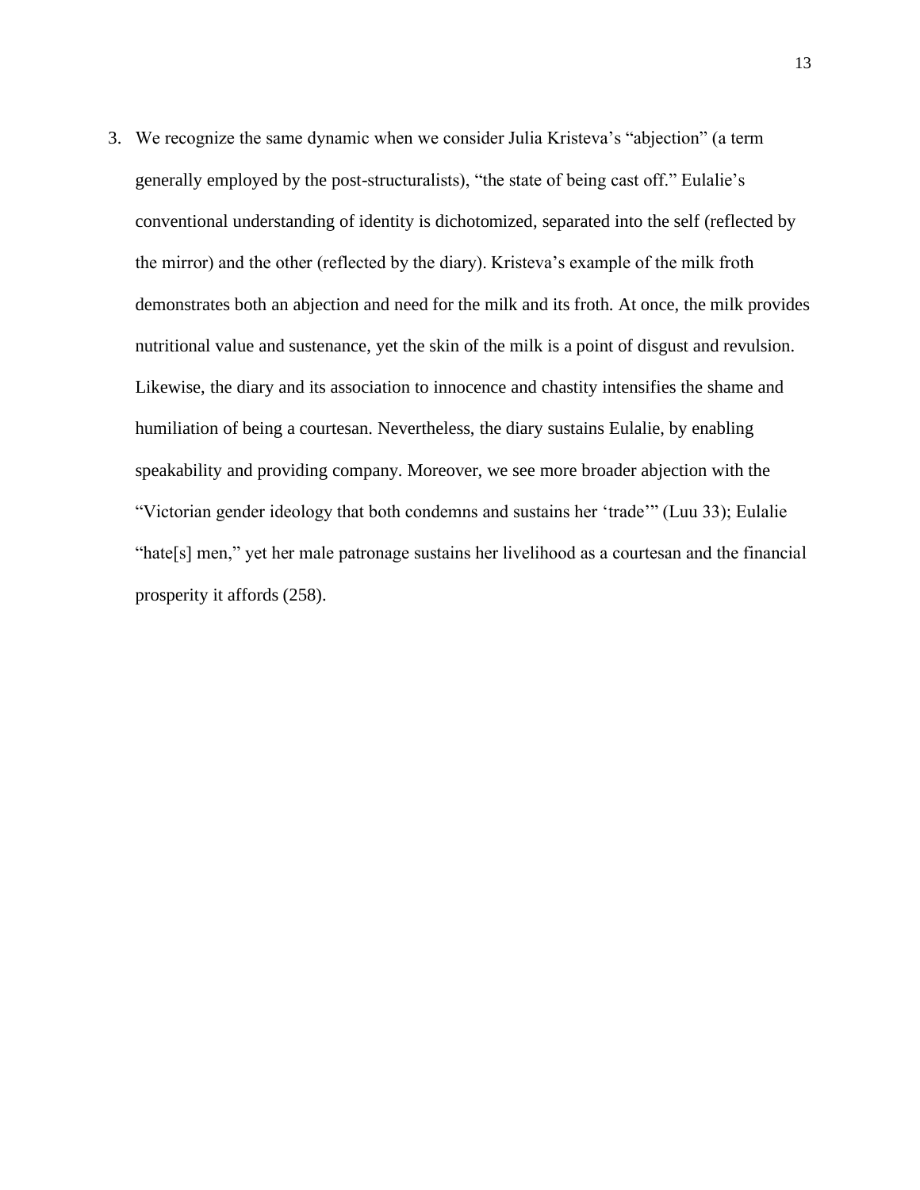3. We recognize the same dynamic when we consider Julia Kristeva's "abjection" (a term generally employed by the post-structuralists), "the state of being cast off." Eulalie's conventional understanding of identity is dichotomized, separated into the self (reflected by the mirror) and the other (reflected by the diary). Kristeva's example of the milk froth demonstrates both an abjection and need for the milk and its froth. At once, the milk provides nutritional value and sustenance, yet the skin of the milk is a point of disgust and revulsion. Likewise, the diary and its association to innocence and chastity intensifies the shame and humiliation of being a courtesan. Nevertheless, the diary sustains Eulalie, by enabling speakability and providing company. Moreover, we see more broader abjection with the "Victorian gender ideology that both condemns and sustains her 'trade'" (Luu 33); Eulalie "hate[s] men," yet her male patronage sustains her livelihood as a courtesan and the financial prosperity it affords (258).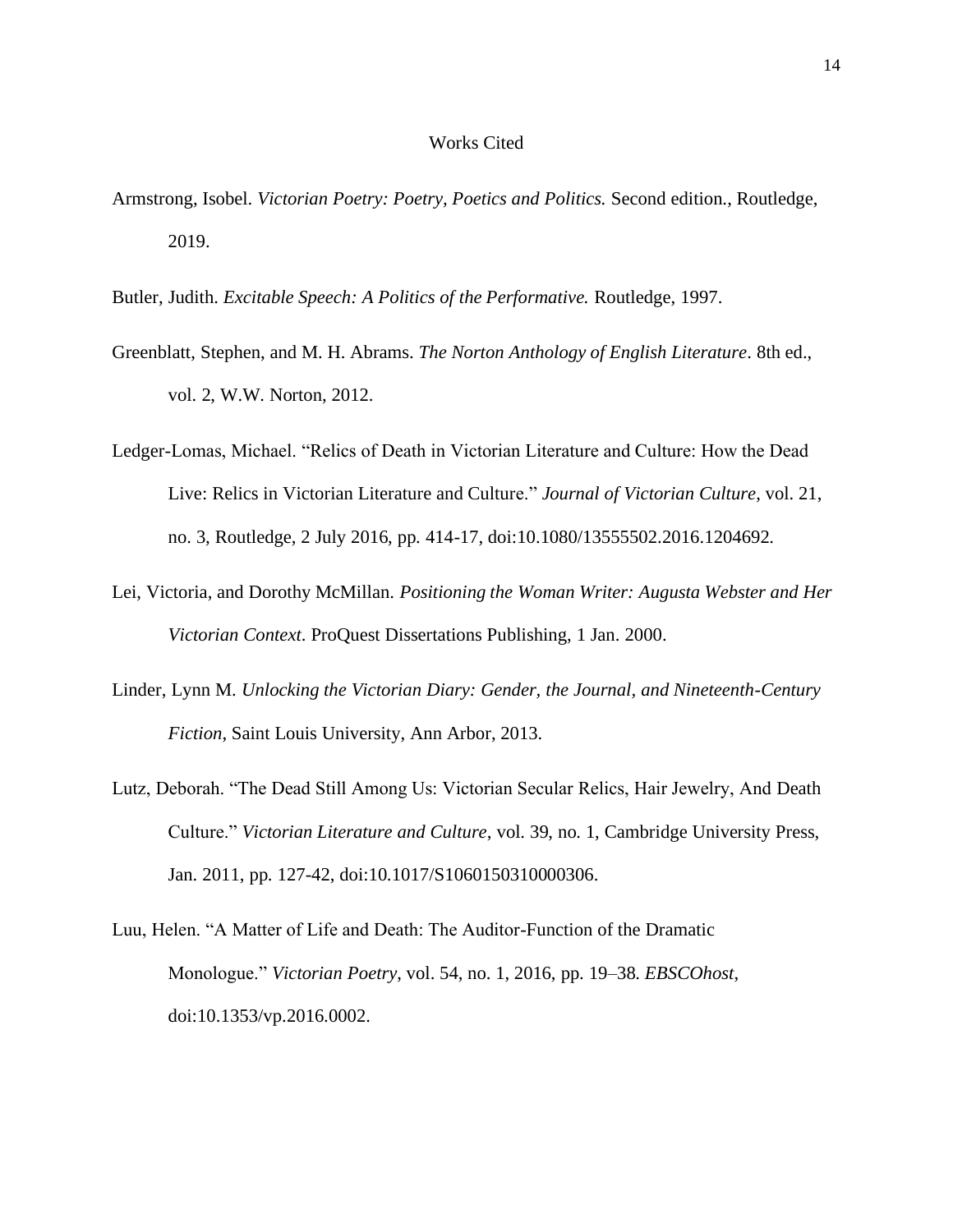# Works Cited

Armstrong, Isobel. *Victorian Poetry: Poetry, Poetics and Politics.* Second edition., Routledge, 2019.

Butler, Judith. *Excitable Speech: A Politics of the Performative.* Routledge, 1997.

Greenblatt, Stephen, and M. H. Abrams. *The Norton Anthology of English Literature*. 8th ed., vol. 2, W.W. Norton, 2012.

Ledger-Lomas, Michael. "Relics of Death in Victorian Literature and Culture: How the Dead Live: Relics in Victorian Literature and Culture." *Journal of Victorian Culture*, vol. 21, no. 3, Routledge, 2 July 2016, pp. 414-17, doi:10.1080/13555502.2016.1204692.

Lei, Victoria, and Dorothy McMillan. *Positioning the Woman Writer: Augusta Webster and Her Victorian Context*. ProQuest Dissertations Publishing, 1 Jan. 2000.

Linder, Lynn M. *Unlocking the Victorian Diary: Gender, the Journal, and Nineteenth-Century Fiction*, Saint Louis University, Ann Arbor, 2013.

Lutz, Deborah. "The Dead Still Among Us: Victorian Secular Relics, Hair Jewelry, And Death Culture." *Victorian Literature and Culture*, vol. 39, no. 1, Cambridge University Press, Jan. 2011, pp. 127-42, doi:10.1017/S1060150310000306.

Luu, Helen. "A Matter of Life and Death: The Auditor-Function of the Dramatic Monologue." *Victorian Poetry*, vol. 54, no. 1, 2016, pp. 19–38. *EBSCOhost*, doi:10.1353/vp.2016.0002.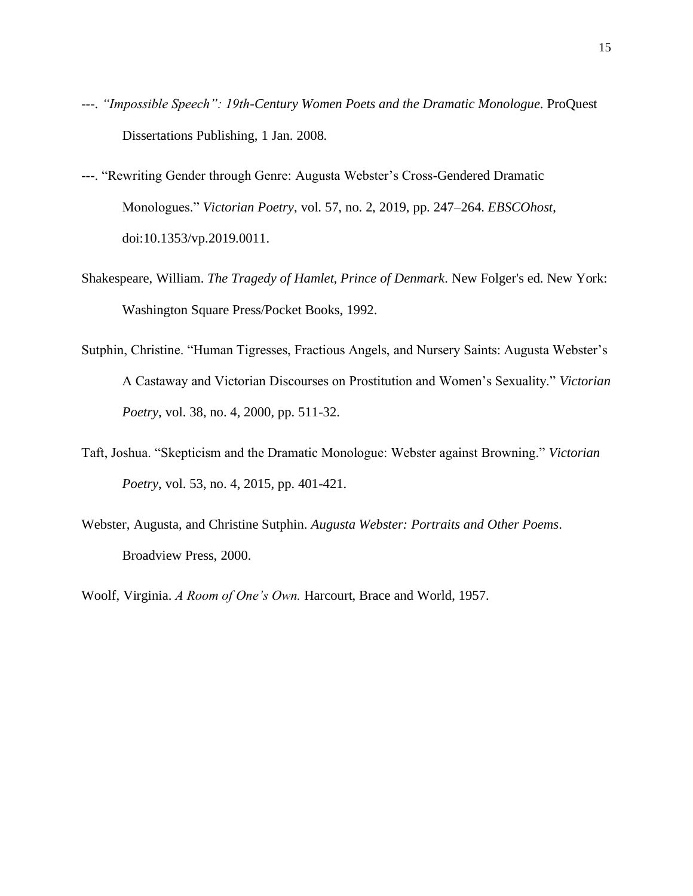---. *"Impossible Speech": 19th-Century Women Poets and the Dramatic Monologue*. ProQuest Dissertations Publishing, 1 Jan. 2008.

---. "Rewriting Gender through Genre: Augusta Webster's Cross-Gendered Dramatic Monologues." *Victorian Poetry*, vol. 57, no. 2, 2019, pp. 247–264. *EBSCOhost*, doi:10.1353/vp.2019.0011.

Shakespeare, William. *The Tragedy of Hamlet, Prince of Denmark*. New Folger's ed. New York: Washington Square Press/Pocket Books, 1992.

Sutphin, Christine. "Human Tigresses, Fractious Angels, and Nursery Saints: Augusta Webster's A Castaway and Victorian Discourses on Prostitution and Women's Sexuality." *Victorian Poetry*, vol. 38, no. 4, 2000, pp. 511-32.

Taft, Joshua. "Skepticism and the Dramatic Monologue: Webster against Browning." *Victorian Poetry*, vol. 53, no. 4, 2015, pp. 401-421.

Webster, Augusta, and Christine Sutphin. *Augusta Webster: Portraits and Other Poems*. Broadview Press, 2000.

Woolf, Virginia. *A Room of One's Own.* Harcourt, Brace and World, 1957.